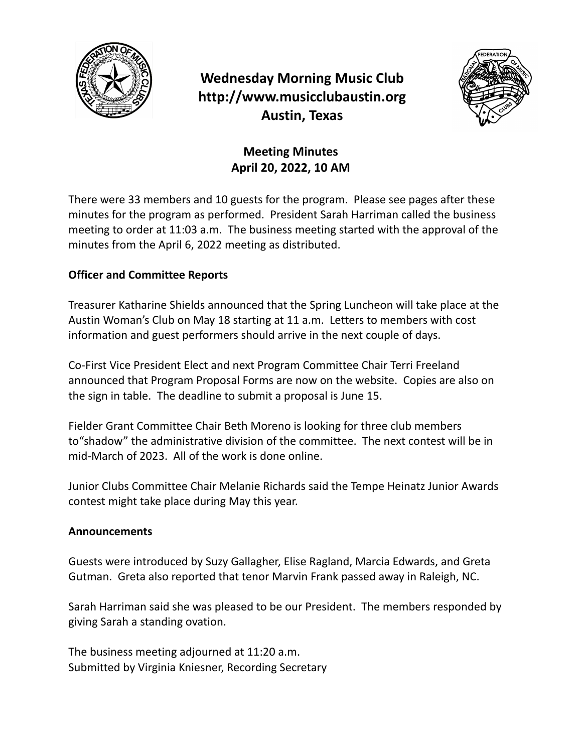# Wednesday Morning Music Club
# http://www.musicclubaustin.org
# Austin, Texas

## Meeting Minutes
## April 20, 2022, 10 AM

There were 33 members and 10 guests for the program. Please see pages after these minutes for the program as performed. President Sarah Harriman called the business meeting to order at 11:03 a.m. The business meeting started with the approval of the minutes from the April 6, 2022 meeting as distributed.

**Officer and Committee Reports**

Treasurer Katharine Shields announced that the Spring Luncheon will take place at the Austin Woman's Club on May 18 starting at 11 a.m. Letters to members with cost information and guest performers should arrive in the next couple of days.

Co-First Vice President Elect and next Program Committee Chair Terri Freeland announced that Program Proposal Forms are now on the website. Copies are also on the sign in table. The deadline to submit a proposal is June 15.

Fielder Grant Committee Chair Beth Moreno is looking for three club members to"shadow" the administrative division of the committee. The next contest will be in mid-March of 2023. All of the work is done online.

Junior Clubs Committee Chair Melanie Richards said the Tempe Heinatz Junior Awards contest might take place during May this year.

**Announcements**

Guests were introduced by Suzy Gallagher, Elise Ragland, Marcia Edwards, and Greta Gutman. Greta also reported that tenor Marvin Frank passed away in Raleigh, NC.

Sarah Harriman said she was pleased to be our President. The members responded by giving Sarah a standing ovation.

The business meeting adjourned at 11:20 a.m.
Submitted by Virginia Kniesner, Recording Secretary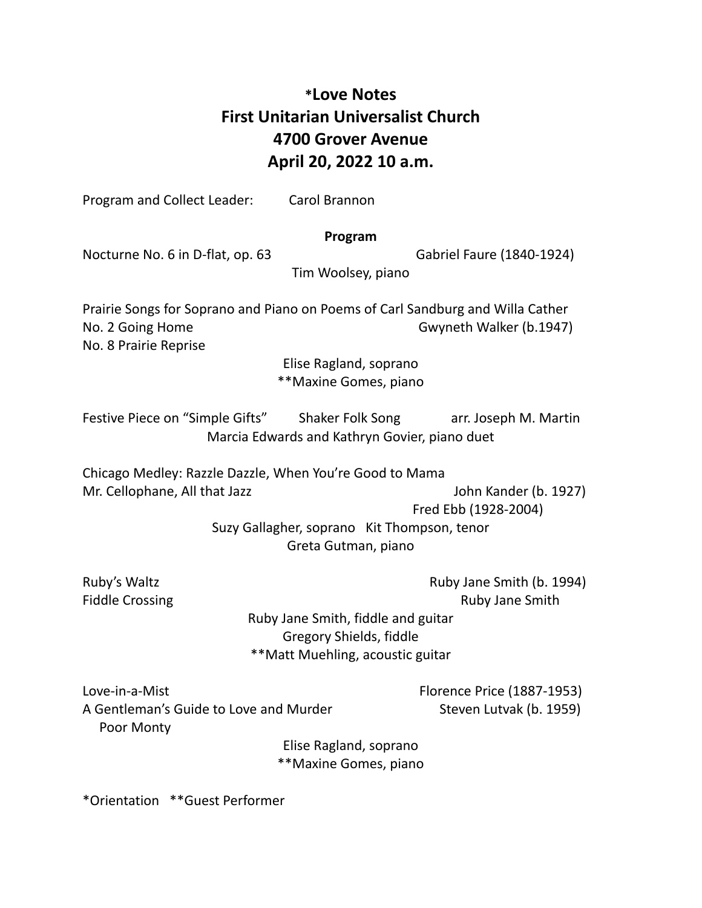# *Love Notes
# First Unitarian Universalist Church
# 4700 Grover Avenue
# April 20, 2022 10 a.m.

Program and Collect Leader: Carol Brannon

**Program**

Nocturne No. 6 in D-flat, op. 63 — Gabriel Faure (1840-1924)
Tim Woolsey, piano

Prairie Songs for Soprano and Piano on Poems of Carl Sandburg and Willa Cather
No. 2 Going Home — Gwyneth Walker (b.1947)
No. 8 Prairie Reprise
Elise Ragland, soprano
**Maxine Gomes, piano

Festive Piece on "Simple Gifts" — Shaker Folk Song — arr. Joseph M. Martin
Marcia Edwards and Kathryn Govier, piano duet

Chicago Medley: Razzle Dazzle, When You're Good to Mama
Mr. Cellophane, All that Jazz — John Kander (b. 1927)
Fred Ebb (1928-2004)
Suzy Gallagher, soprano Kit Thompson, tenor
Greta Gutman, piano

Ruby's Waltz — Ruby Jane Smith (b. 1994)
Fiddle Crossing — Ruby Jane Smith
Ruby Jane Smith, fiddle and guitar
Gregory Shields, fiddle
**Matt Muehling, acoustic guitar

Love-in-a-Mist — Florence Price (1887-1953)
A Gentleman's Guide to Love and Murder — Steven Lutvak (b. 1959)
Poor Monty
Elise Ragland, soprano
**Maxine Gomes, piano

*Orientation **Guest Performer